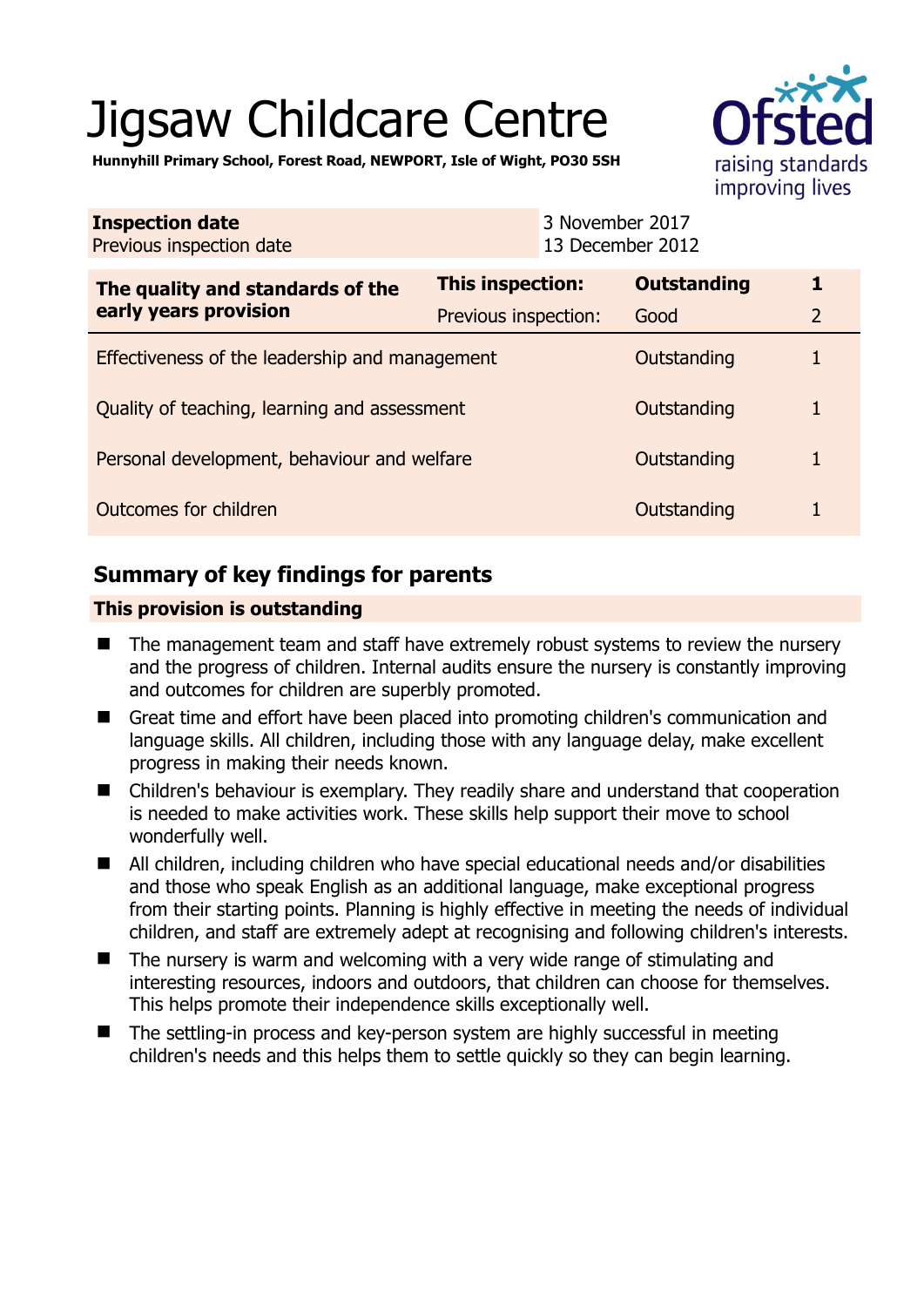# Jigsaw Childcare Centre

**Hunnyhill Primary School, Forest Road, NEWPORT, Isle of Wight, PO30 5SH**

| **Inspection date** | 3 November 2017 |
|---|---|
| Previous inspection date | 13 December 2012 |

| **The quality and standards of the early years provision** | **This inspection:** | **Outstanding** | **1** |
|---|---|---|---|
| | Previous inspection: | Good | 2 |
| Effectiveness of the leadership and management | | Outstanding | 1 |
| Quality of teaching, learning and assessment | | Outstanding | 1 |
| Personal development, behaviour and welfare | | Outstanding | 1 |
| Outcomes for children | | Outstanding | 1 |

## Summary of key findings for parents

**This provision is outstanding**

- The management team and staff have extremely robust systems to review the nursery and the progress of children. Internal audits ensure the nursery is constantly improving and outcomes for children are superbly promoted.
- Great time and effort have been placed into promoting children's communication and language skills. All children, including those with any language delay, make excellent progress in making their needs known.
- Children's behaviour is exemplary. They readily share and understand that cooperation is needed to make activities work. These skills help support their move to school wonderfully well.
- All children, including children who have special educational needs and/or disabilities and those who speak English as an additional language, make exceptional progress from their starting points. Planning is highly effective in meeting the needs of individual children, and staff are extremely adept at recognising and following children's interests.
- The nursery is warm and welcoming with a very wide range of stimulating and interesting resources, indoors and outdoors, that children can choose for themselves. This helps promote their independence skills exceptionally well.
- The settling-in process and key-person system are highly successful in meeting children's needs and this helps them to settle quickly so they can begin learning.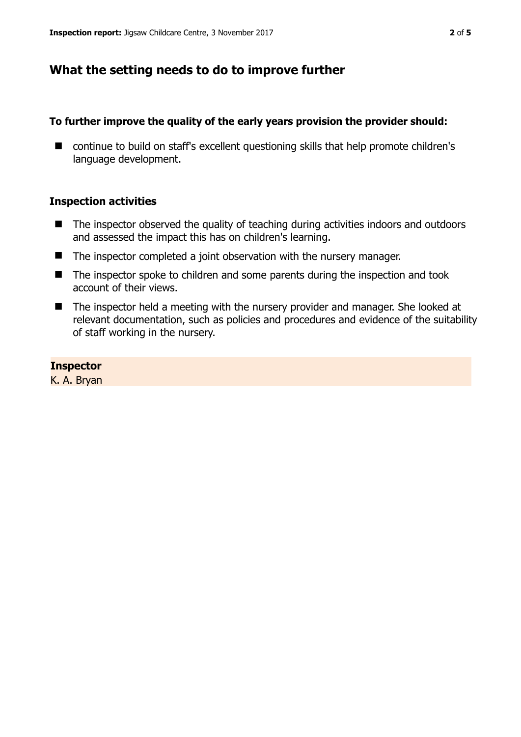## What the setting needs to do to improve further

### To further improve the quality of the early years provision the provider should:

- continue to build on staff's excellent questioning skills that help promote children's language development.

### Inspection activities

- The inspector observed the quality of teaching during activities indoors and outdoors and assessed the impact this has on children's learning.
- The inspector completed a joint observation with the nursery manager.
- The inspector spoke to children and some parents during the inspection and took account of their views.
- The inspector held a meeting with the nursery provider and manager. She looked at relevant documentation, such as policies and procedures and evidence of the suitability of staff working in the nursery.

**Inspector**
K. A. Bryan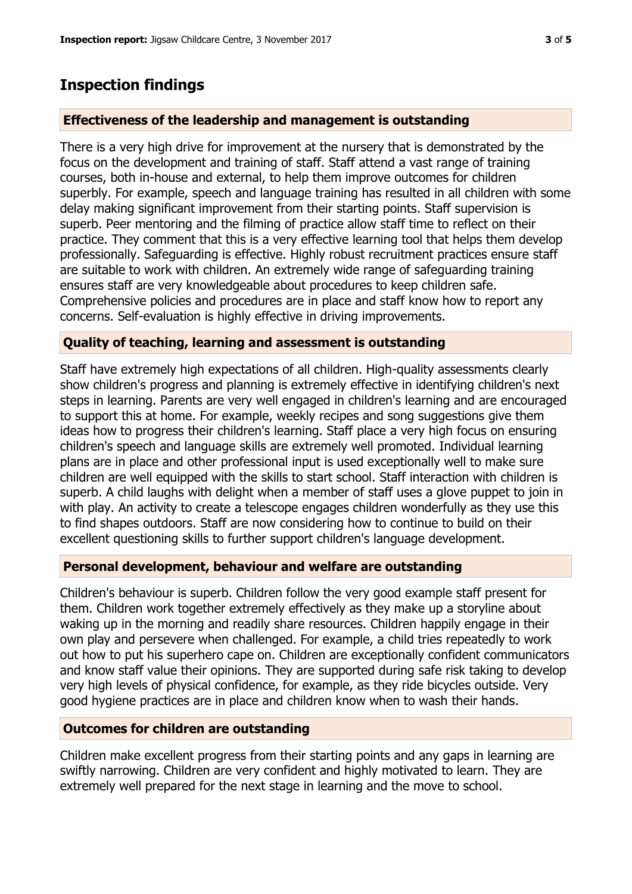# Inspection findings

## Effectiveness of the leadership and management is outstanding

There is a very high drive for improvement at the nursery that is demonstrated by the focus on the development and training of staff. Staff attend a vast range of training courses, both in-house and external, to help them improve outcomes for children superbly. For example, speech and language training has resulted in all children with some delay making significant improvement from their starting points. Staff supervision is superb. Peer mentoring and the filming of practice allow staff time to reflect on their practice. They comment that this is a very effective learning tool that helps them develop professionally. Safeguarding is effective. Highly robust recruitment practices ensure staff are suitable to work with children. An extremely wide range of safeguarding training ensures staff are very knowledgeable about procedures to keep children safe. Comprehensive policies and procedures are in place and staff know how to report any concerns. Self-evaluation is highly effective in driving improvements.

## Quality of teaching, learning and assessment is outstanding

Staff have extremely high expectations of all children. High-quality assessments clearly show children's progress and planning is extremely effective in identifying children's next steps in learning. Parents are very well engaged in children's learning and are encouraged to support this at home. For example, weekly recipes and song suggestions give them ideas how to progress their children's learning. Staff place a very high focus on ensuring children's speech and language skills are extremely well promoted. Individual learning plans are in place and other professional input is used exceptionally well to make sure children are well equipped with the skills to start school. Staff interaction with children is superb. A child laughs with delight when a member of staff uses a glove puppet to join in with play. An activity to create a telescope engages children wonderfully as they use this to find shapes outdoors. Staff are now considering how to continue to build on their excellent questioning skills to further support children's language development.

## Personal development, behaviour and welfare are outstanding

Children's behaviour is superb. Children follow the very good example staff present for them. Children work together extremely effectively as they make up a storyline about waking up in the morning and readily share resources. Children happily engage in their own play and persevere when challenged. For example, a child tries repeatedly to work out how to put his superhero cape on. Children are exceptionally confident communicators and know staff value their opinions. They are supported during safe risk taking to develop very high levels of physical confidence, for example, as they ride bicycles outside. Very good hygiene practices are in place and children know when to wash their hands.

## Outcomes for children are outstanding

Children make excellent progress from their starting points and any gaps in learning are swiftly narrowing. Children are very confident and highly motivated to learn. They are extremely well prepared for the next stage in learning and the move to school.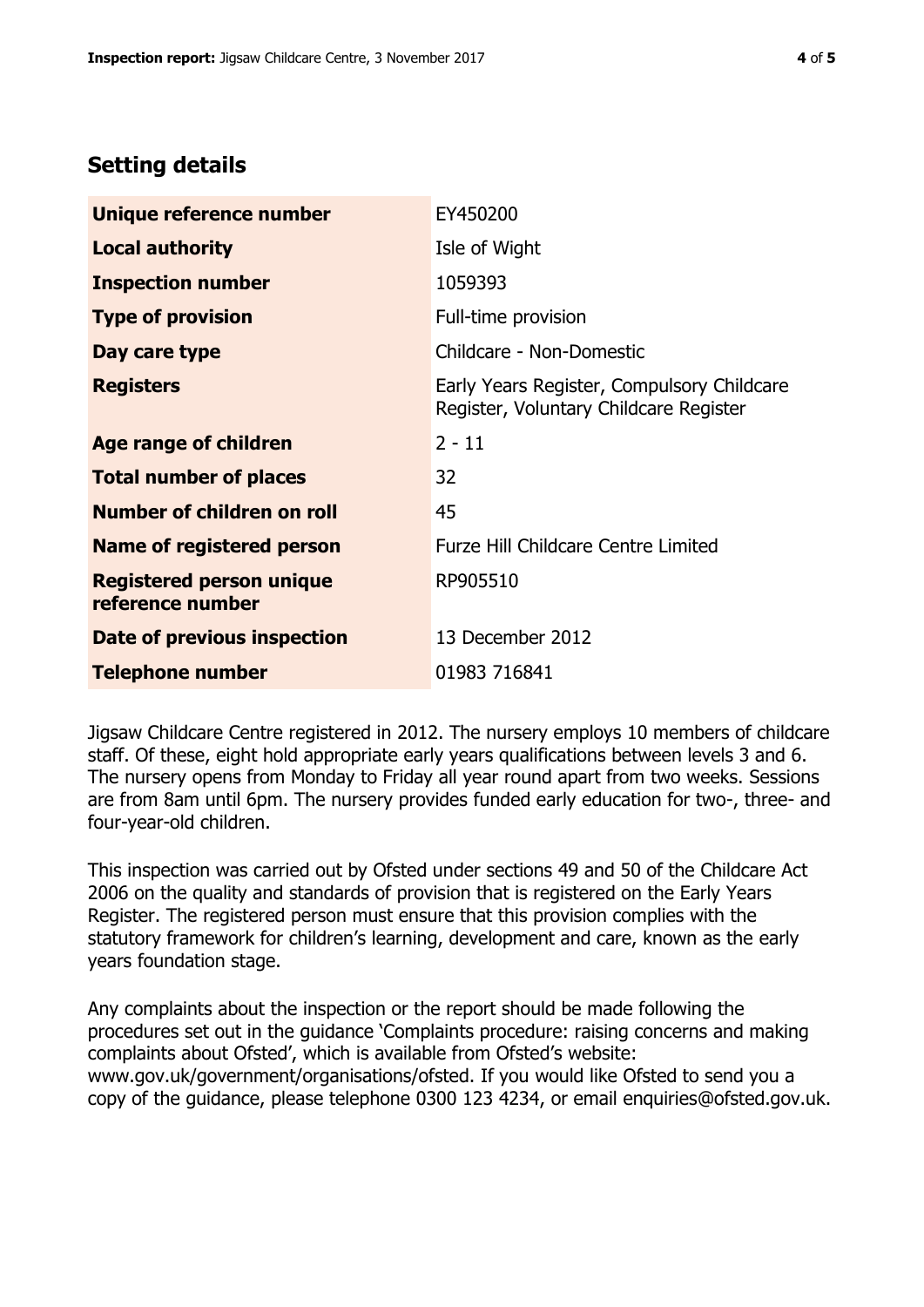## Setting details

| | |
|---|---|
| **Unique reference number** | EY450200 |
| **Local authority** | Isle of Wight |
| **Inspection number** | 1059393 |
| **Type of provision** | Full-time provision |
| **Day care type** | Childcare - Non-Domestic |
| **Registers** | Early Years Register, Compulsory Childcare Register, Voluntary Childcare Register |
| **Age range of children** | 2 - 11 |
| **Total number of places** | 32 |
| **Number of children on roll** | 45 |
| **Name of registered person** | Furze Hill Childcare Centre Limited |
| **Registered person unique reference number** | RP905510 |
| **Date of previous inspection** | 13 December 2012 |
| **Telephone number** | 01983 716841 |

Jigsaw Childcare Centre registered in 2012. The nursery employs 10 members of childcare staff. Of these, eight hold appropriate early years qualifications between levels 3 and 6. The nursery opens from Monday to Friday all year round apart from two weeks. Sessions are from 8am until 6pm. The nursery provides funded early education for two-, three- and four-year-old children.

This inspection was carried out by Ofsted under sections 49 and 50 of the Childcare Act 2006 on the quality and standards of provision that is registered on the Early Years Register. The registered person must ensure that this provision complies with the statutory framework for children's learning, development and care, known as the early years foundation stage.

Any complaints about the inspection or the report should be made following the procedures set out in the guidance 'Complaints procedure: raising concerns and making complaints about Ofsted', which is available from Ofsted's website: www.gov.uk/government/organisations/ofsted. If you would like Ofsted to send you a copy of the guidance, please telephone 0300 123 4234, or email enquiries@ofsted.gov.uk.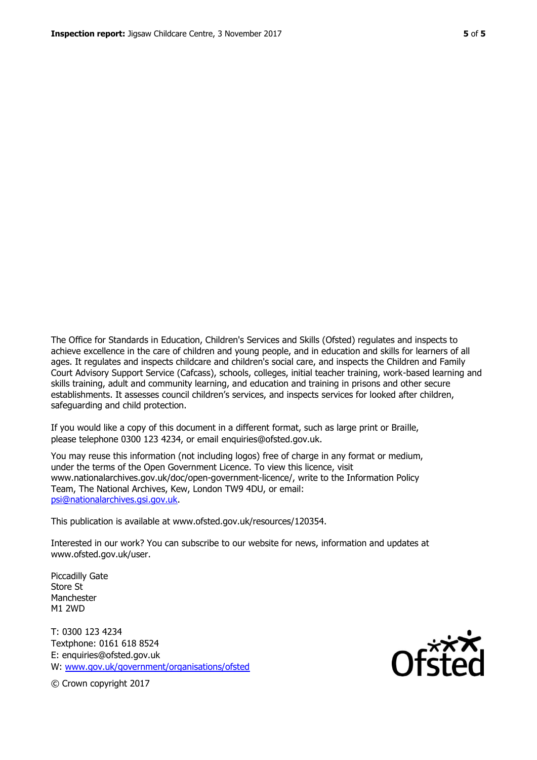The Office for Standards in Education, Children's Services and Skills (Ofsted) regulates and inspects to achieve excellence in the care of children and young people, and in education and skills for learners of all ages. It regulates and inspects childcare and children's social care, and inspects the Children and Family Court Advisory Support Service (Cafcass), schools, colleges, initial teacher training, work-based learning and skills training, adult and community learning, and education and training in prisons and other secure establishments. It assesses council children's services, and inspects services for looked after children, safeguarding and child protection.

If you would like a copy of this document in a different format, such as large print or Braille, please telephone 0300 123 4234, or email enquiries@ofsted.gov.uk.

You may reuse this information (not including logos) free of charge in any format or medium, under the terms of the Open Government Licence. To view this licence, visit www.nationalarchives.gov.uk/doc/open-government-licence/, write to the Information Policy Team, The National Archives, Kew, London TW9 4DU, or email: psi@nationalarchives.gsi.gov.uk.

This publication is available at www.ofsted.gov.uk/resources/120354.

Interested in our work? You can subscribe to our website for news, information and updates at www.ofsted.gov.uk/user.

Piccadilly Gate
Store St
Manchester
M1 2WD

T: 0300 123 4234
Textphone: 0161 618 8524
E: enquiries@ofsted.gov.uk
W: www.gov.uk/government/organisations/ofsted

© Crown copyright 2017